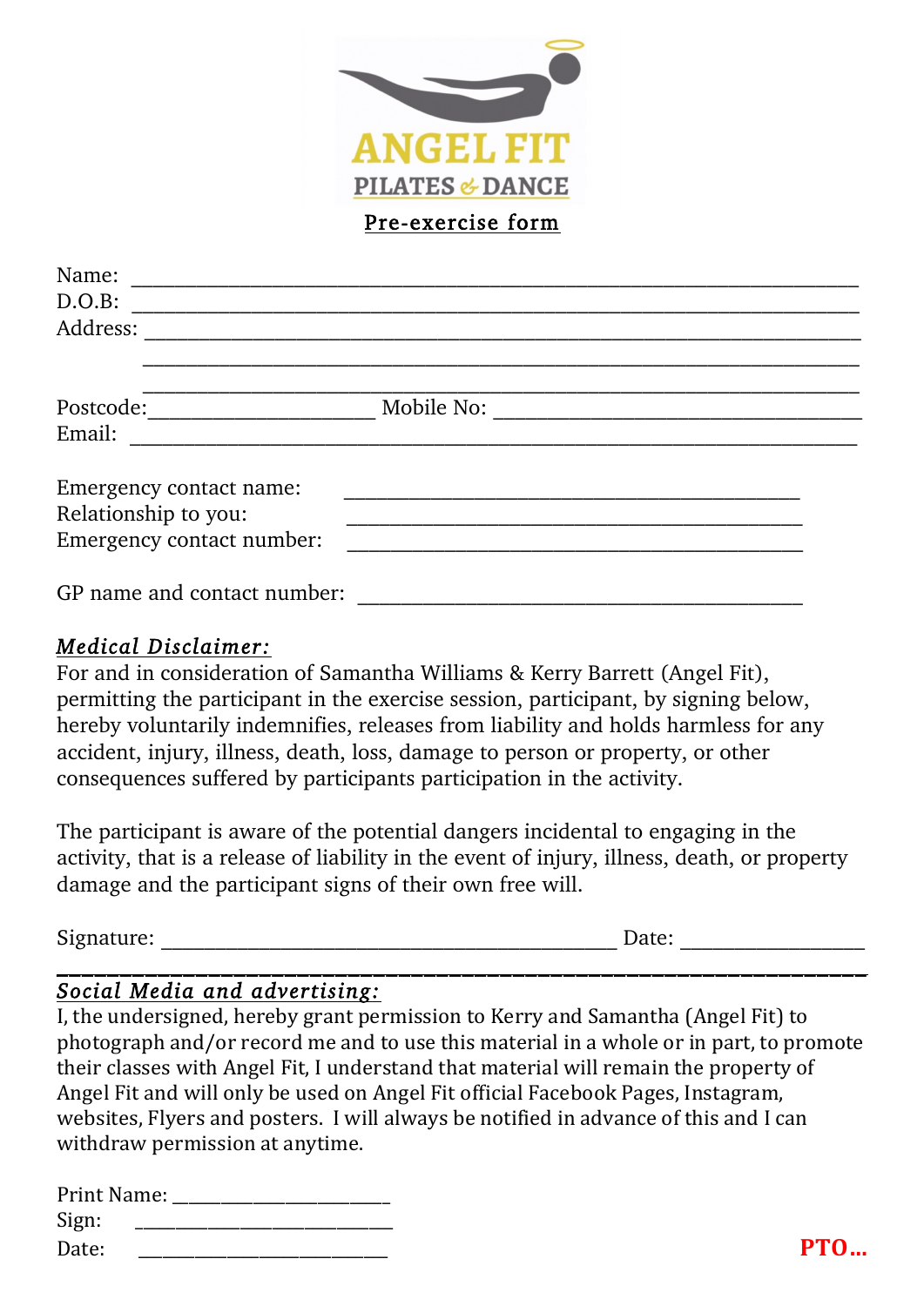# ANGEL FIT

## PILATES & DANCE

### Pre-exercise form

Name: ______________________________________________________________

D.O.B: ______________________________________________________________

Address: ____________________________________________________________

____________________________________________________________

____________________________________________________________

Postcode:____________________ Mobile No: ______________________________

Email: ______________________________________________________________

Emergency contact name: ________________________________________

Relationship to you: ________________________________________

Emergency contact number: ________________________________________

GP name and contact number: ________________________________________

***Medical Disclaimer:***

For and in consideration of Samantha Williams & Kerry Barrett (Angel Fit), permitting the participant in the exercise session, participant, by signing below, hereby voluntarily indemnifies, releases from liability and holds harmless for any accident, injury, illness, death, loss, damage to person or property, or other consequences suffered by participants participation in the activity.

The participant is aware of the potential dangers incidental to engaging in the activity, that is a release of liability in the event of injury, illness, death, or property damage and the participant signs of their own free will.

Signature: ________________________________________ Date: _______________

***Social Media and advertising:***

I, the undersigned, hereby grant permission to Kerry and Samantha (Angel Fit) to photograph and/or record me and to use this material in a whole or in part, to promote their classes with Angel Fit, I understand that material will remain the property of Angel Fit and will only be used on Angel Fit official Facebook Pages, Instagram, websites, Flyers and posters. I will always be notified in advance of this and I can withdraw permission at anytime.

Print Name: ______________________

Sign: ______________________

Date: ______________________

**PTO…**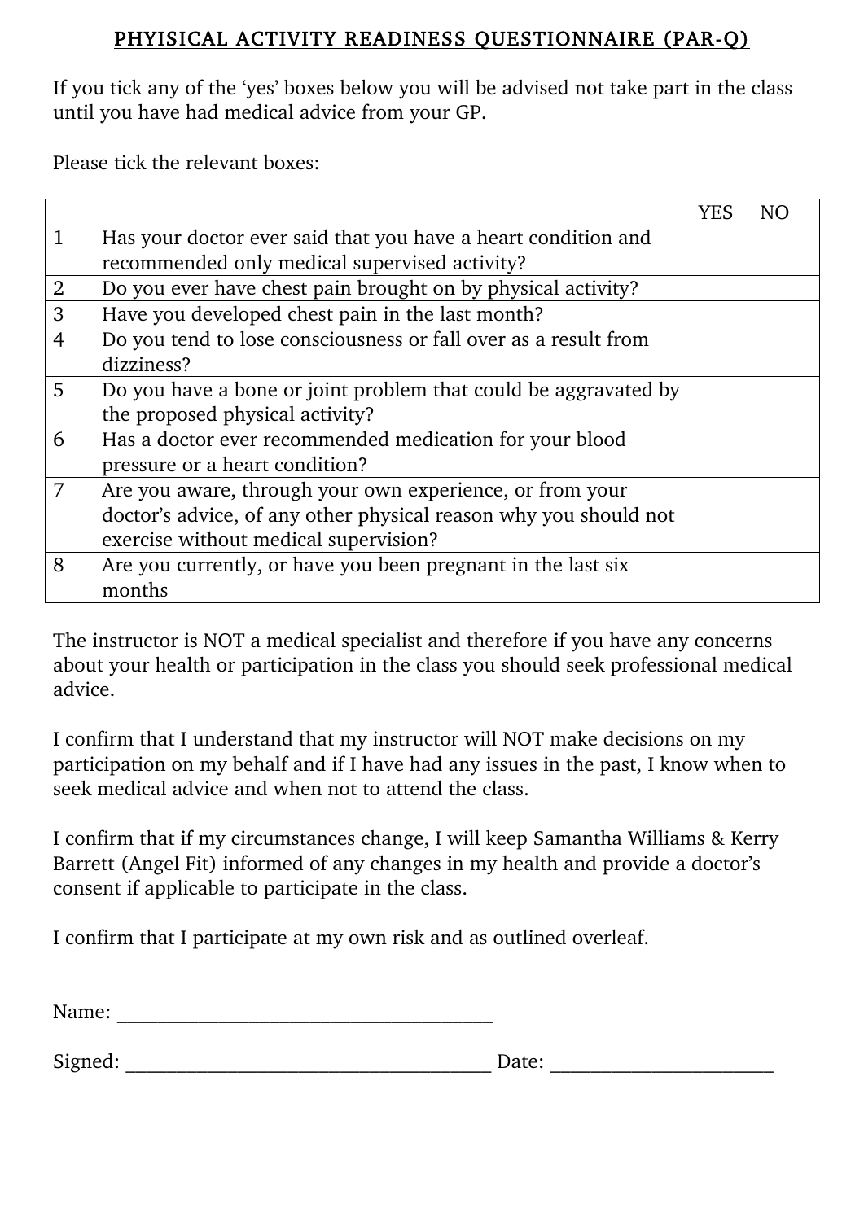# PHYISICAL ACTIVITY READINESS QUESTIONNAIRE (PAR-Q)

If you tick any of the 'yes' boxes below you will be advised not take part in the class until you have had medical advice from your GP.

Please tick the relevant boxes:

| | | YES | NO |
|---|---|---|---|
| 1 | Has your doctor ever said that you have a heart condition and recommended only medical supervised activity? | | |
| 2 | Do you ever have chest pain brought on by physical activity? | | |
| 3 | Have you developed chest pain in the last month? | | |
| 4 | Do you tend to lose consciousness or fall over as a result from dizziness? | | |
| 5 | Do you have a bone or joint problem that could be aggravated by the proposed physical activity? | | |
| 6 | Has a doctor ever recommended medication for your blood pressure or a heart condition? | | |
| 7 | Are you aware, through your own experience, or from your doctor's advice, of any other physical reason why you should not exercise without medical supervision? | | |
| 8 | Are you currently, or have you been pregnant in the last six months | | |

The instructor is NOT a medical specialist and therefore if you have any concerns about your health or participation in the class you should seek professional medical advice.

I confirm that I understand that my instructor will NOT make decisions on my participation on my behalf and if I have had any issues in the past, I know when to seek medical advice and when not to attend the class.

I confirm that if my circumstances change, I will keep Samantha Williams & Kerry Barrett (Angel Fit) informed of any changes in my health and provide a doctor's consent if applicable to participate in the class.

I confirm that I participate at my own risk and as outlined overleaf.

Name: ______________________________________

Signed: _____________________________________ Date: ______________________